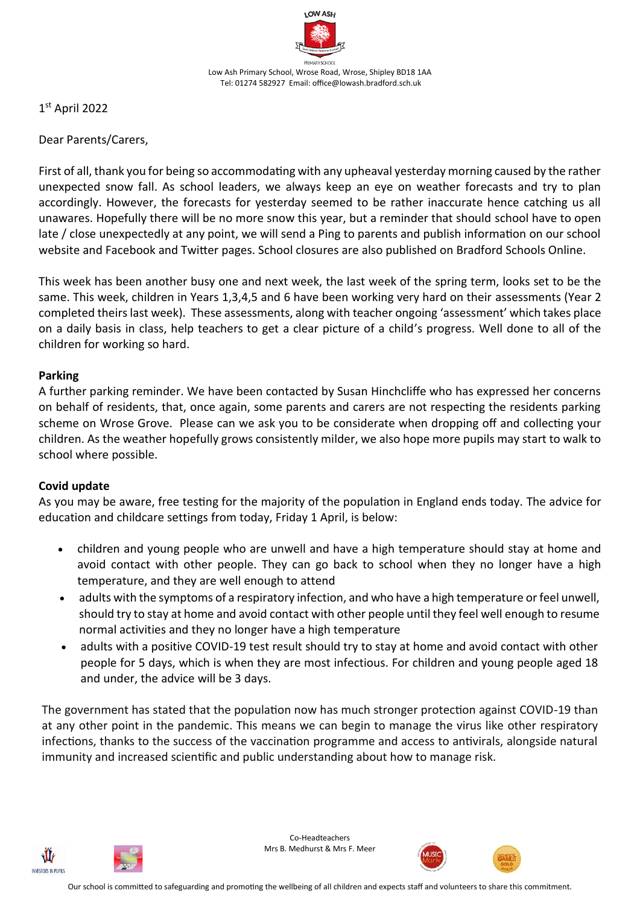LOW ASH

PRIMARY SCHOOL

Low Ash Primary School, Wrose Road, Wrose, Shipley BD18 1AA
Tel: 01274 582927 Email: office@lowash.bradford.sch.uk

1st April 2022

Dear Parents/Carers,

First of all, thank you for being so accommodating with any upheaval yesterday morning caused by the rather unexpected snow fall. As school leaders, we always keep an eye on weather forecasts and try to plan accordingly. However, the forecasts for yesterday seemed to be rather inaccurate hence catching us all unawares. Hopefully there will be no more snow this year, but a reminder that should school have to open late / close unexpectedly at any point, we will send a Ping to parents and publish information on our school website and Facebook and Twitter pages. School closures are also published on Bradford Schools Online.

This week has been another busy one and next week, the last week of the spring term, looks set to be the same. This week, children in Years 1,3,4,5 and 6 have been working very hard on their assessments (Year 2 completed theirs last week). These assessments, along with teacher ongoing 'assessment' which takes place on a daily basis in class, help teachers to get a clear picture of a child's progress. Well done to all of the children for working so hard.

**Parking**

A further parking reminder. We have been contacted by Susan Hinchcliffe who has expressed her concerns on behalf of residents, that, once again, some parents and carers are not respecting the residents parking scheme on Wrose Grove. Please can we ask you to be considerate when dropping off and collecting your children. As the weather hopefully grows consistently milder, we also hope more pupils may start to walk to school where possible.

**Covid update**

As you may be aware, free testing for the majority of the population in England ends today. The advice for education and childcare settings from today, Friday 1 April, is below:

- children and young people who are unwell and have a high temperature should stay at home and avoid contact with other people. They can go back to school when they no longer have a high temperature, and they are well enough to attend
- adults with the symptoms of a respiratory infection, and who have a high temperature or feel unwell, should try to stay at home and avoid contact with other people until they feel well enough to resume normal activities and they no longer have a high temperature
- adults with a positive COVID-19 test result should try to stay at home and avoid contact with other people for 5 days, which is when they are most infectious. For children and young people aged 18 and under, the advice will be 3 days.

The government has stated that the population now has much stronger protection against COVID-19 than at any other point in the pandemic. This means we can begin to manage the virus like other respiratory infections, thanks to the success of the vaccination programme and access to antivirals, alongside natural immunity and increased scientific and public understanding about how to manage risk.

Co-Headteachers
Mrs B. Medhurst & Mrs F. Meer

Our school is committed to safeguarding and promoting the wellbeing of all children and expects staff and volunteers to share this commitment.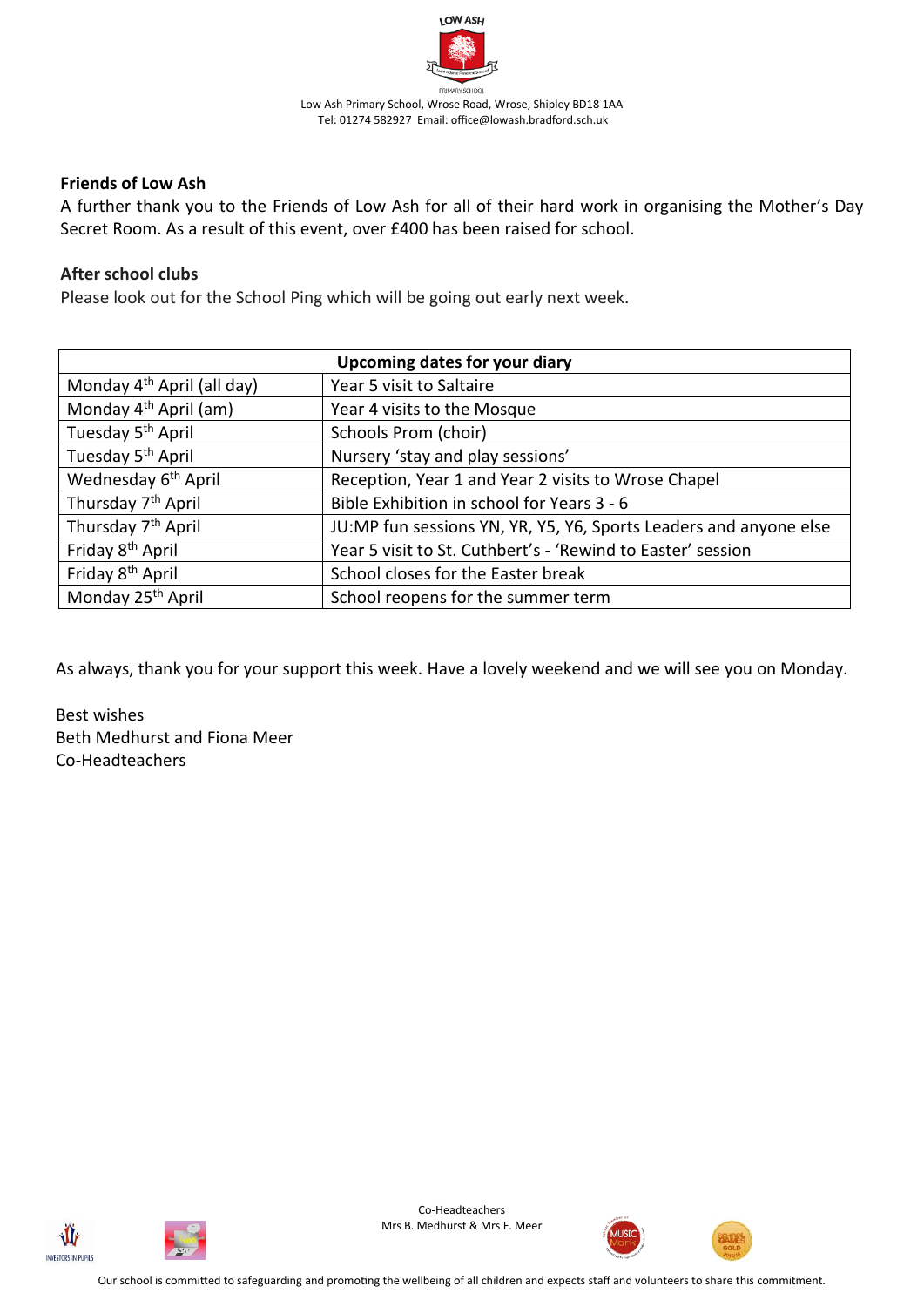**Friends of Low Ash**

A further thank you to the Friends of Low Ash for all of their hard work in organising the Mother's Day Secret Room. As a result of this event, over £400 has been raised for school.

**After school clubs**

Please look out for the School Ping which will be going out early next week.

| Upcoming dates for your diary | |
|---|---|
| Monday 4th April (all day) | Year 5 visit to Saltaire |
| Monday 4th April (am) | Year 4 visits to the Mosque |
| Tuesday 5th April | Schools Prom (choir) |
| Tuesday 5th April | Nursery 'stay and play sessions' |
| Wednesday 6th April | Reception, Year 1 and Year 2 visits to Wrose Chapel |
| Thursday 7th April | Bible Exhibition in school for Years 3 - 6 |
| Thursday 7th April | JU:MP fun sessions YN, YR, Y5, Y6, Sports Leaders and anyone else |
| Friday 8th April | Year 5 visit to St. Cuthbert's - 'Rewind to Easter' session |
| Friday 8th April | School closes for the Easter break |
| Monday 25th April | School reopens for the summer term |

As always, thank you for your support this week. Have a lovely weekend and we will see you on Monday.

Best wishes
Beth Medhurst and Fiona Meer
Co-Headteachers